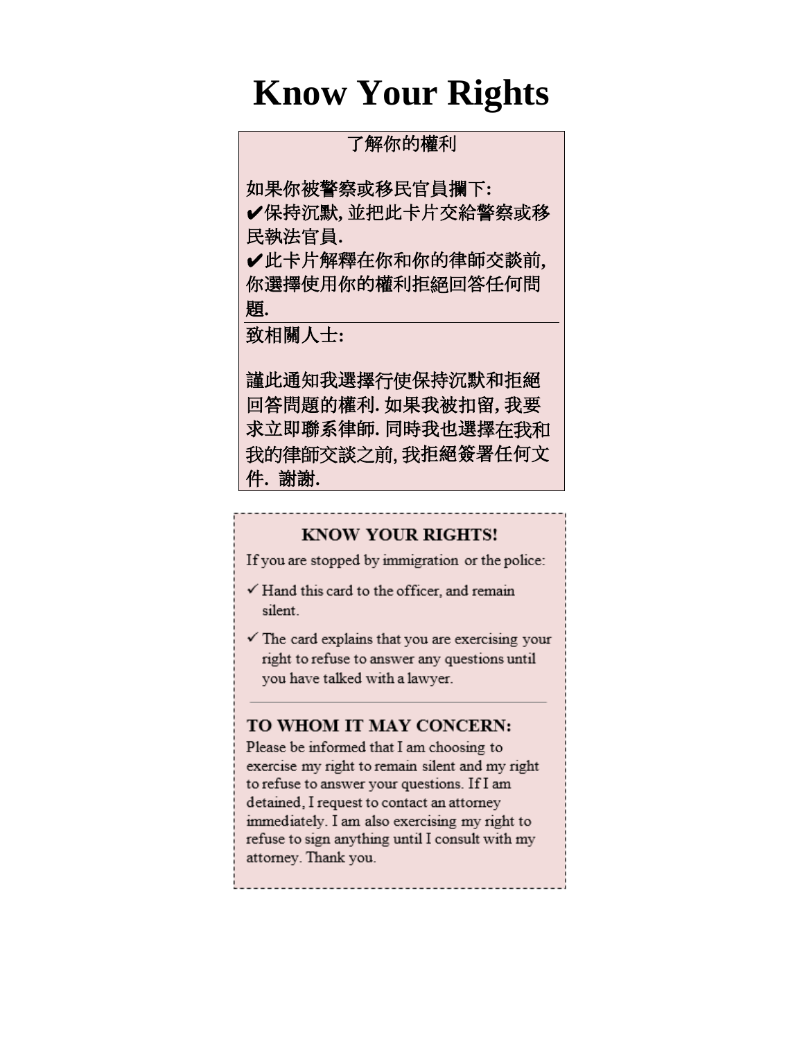# Know Your Rights

了解你的權利

如果你被警察或移民官員攔下:

✔保持沉默, 並把此卡片交給警察或移民執法官員.

✔此卡片解釋在你和你的律師交談前, 你選擇使用你的權利拒絕回答任何問題.

---

致相關人士:

謹此通知我選擇行使保持沉默和拒絕回答問題的權利. 如果我被扣留, 我要求立即聯系律師. 同時我也選擇在我和我的律師交談之前, 我拒絕簽署任何文件. 謝謝.

**KNOW YOUR RIGHTS!**

If you are stopped by immigration or the police:

✓ Hand this card to the officer, and remain silent.

✓ The card explains that you are exercising your right to refuse to answer any questions until you have talked with a lawyer.

---

**TO WHOM IT MAY CONCERN:**

Please be informed that I am choosing to exercise my right to remain silent and my right to refuse to answer your questions. If I am detained, I request to contact an attorney immediately. I am also exercising my right to refuse to sign anything until I consult with my attorney. Thank you.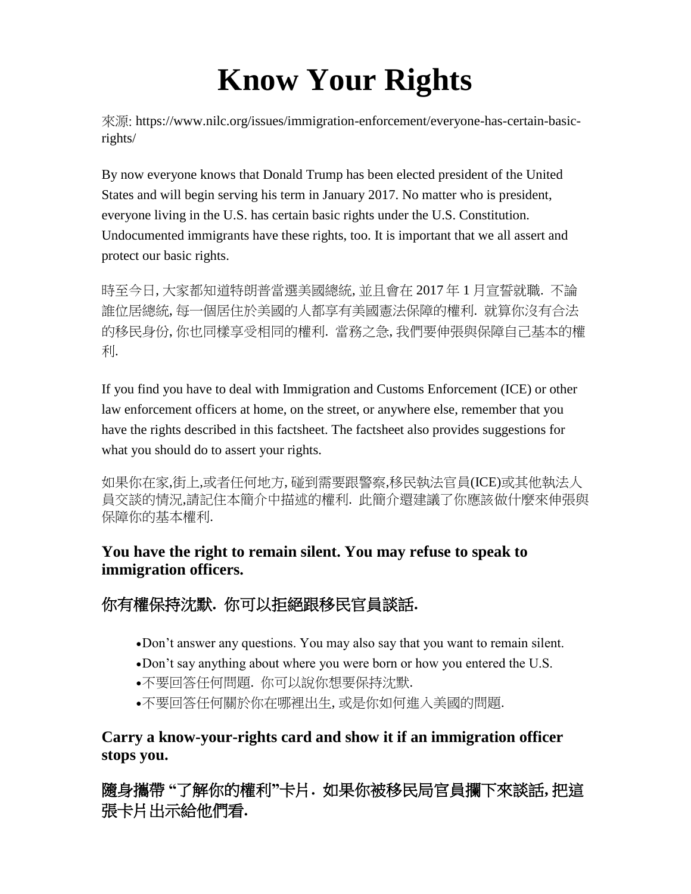# Know Your Rights

來源: https://www.nilc.org/issues/immigration-enforcement/everyone-has-certain-basic-rights/

By now everyone knows that Donald Trump has been elected president of the United States and will begin serving his term in January 2017. No matter who is president, everyone living in the U.S. has certain basic rights under the U.S. Constitution. Undocumented immigrants have these rights, too. It is important that we all assert and protect our basic rights.

時至今日, 大家都知道特朗普當選美國總統, 並且會在 2017 年 1 月宣誓就職. 不論誰位居總統, 每一個居住於美國的人都享有美國憲法保障的權利. 就算你沒有合法的移民身份, 你也同樣享受相同的權利. 當務之急, 我們要伸張與保障自己基本的權利.

If you find you have to deal with Immigration and Customs Enforcement (ICE) or other law enforcement officers at home, on the street, or anywhere else, remember that you have the rights described in this factsheet. The factsheet also provides suggestions for what you should do to assert your rights.

如果你在家,街上,或者任何地方, 碰到需要跟警察,移民執法官員(ICE)或其他執法人員交談的情況,請記住本簡介中描述的權利. 此簡介還建議了你應該做什麼來伸張與保障你的基本權利.

### You have the right to remain silent. You may refuse to speak to immigration officers.

## 你有權保持沈默. 你可以拒絕跟移民官員談話.

- Don't answer any questions. You may also say that you want to remain silent.
- Don't say anything about where you were born or how you entered the U.S.
- 不要回答任何問題. 你可以說你想要保持沈默.
- 不要回答任何關於你在哪裡出生, 或是你如何進入美國的問題.

### Carry a know-your-rights card and show it if an immigration officer stops you.

## 隨身攜帶 "了解你的權利"卡片. 如果你被移民局官員攔下來談話, 把這張卡片出示給他們看.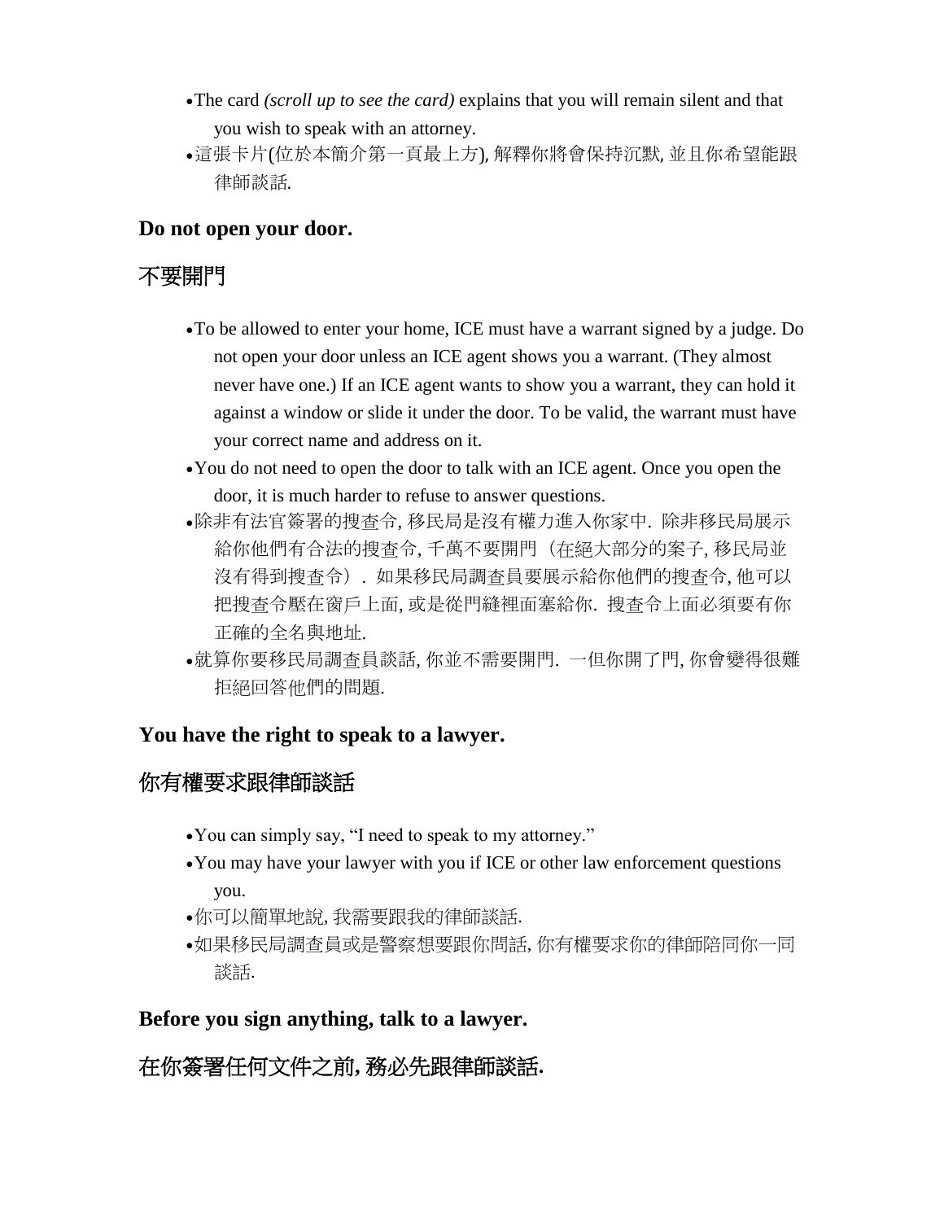- The card *(scroll up to see the card)* explains that you will remain silent and that you wish to speak with an attorney.
- 這張卡片(位於本簡介第一頁最上方), 解釋你將會保持沉默, 並且你希望能跟律師談話.

**Do not open your door.**

## 不要開門

- To be allowed to enter your home, ICE must have a warrant signed by a judge. Do not open your door unless an ICE agent shows you a warrant. (They almost never have one.) If an ICE agent wants to show you a warrant, they can hold it against a window or slide it under the door. To be valid, the warrant must have your correct name and address on it.
- You do not need to open the door to talk with an ICE agent. Once you open the door, it is much harder to refuse to answer questions.
- 除非有法官簽署的搜查令, 移民局是沒有權力進入你家中. 除非移民局展示給你他們有合法的搜查令, 千萬不要開門（在絕大部分的案子, 移民局並沒有得到搜查令）. 如果移民局調查員要展示給你他們的搜查令, 他可以把搜查令壓在窗戶上面, 或是從門縫裡面塞給你. 搜查令上面必須要有你正確的全名與地址.
- 就算你要移民局調查員談話, 你並不需要開門. 一但你開了門, 你會變得很難拒絕回答他們的問題.

**You have the right to speak to a lawyer.**

## 你有權要求跟律師談話

- You can simply say, “I need to speak to my attorney.”
- You may have your lawyer with you if ICE or other law enforcement questions you.
- 你可以簡單地說, 我需要跟我的律師談話.
- 如果移民局調查員或是警察想要跟你問話, 你有權要求你的律師陪同你一同談話.

**Before you sign anything, talk to a lawyer.**

## 在你簽署任何文件之前, 務必先跟律師談話.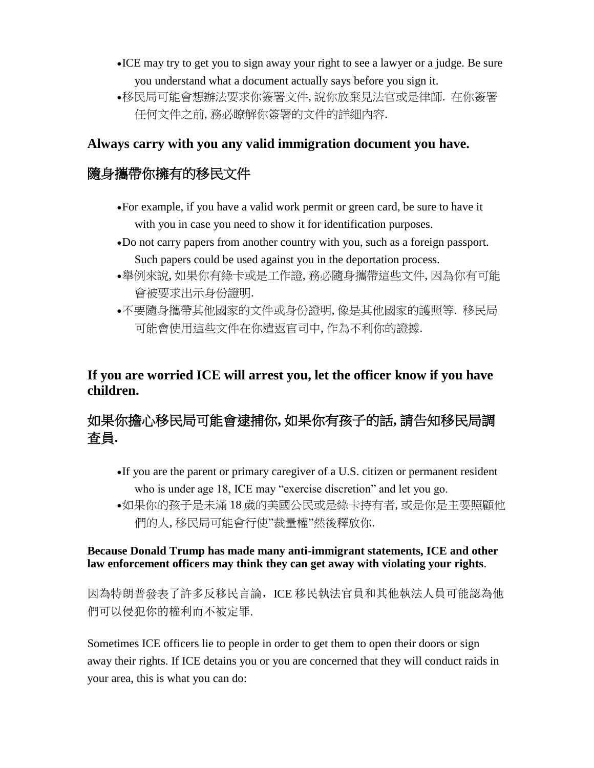- ICE may try to get you to sign away your right to see a lawyer or a judge. Be sure you understand what a document actually says before you sign it.
- 移民局可能會想辦法要求你簽署文件, 說你放棄見法官或是律師. 在你簽署任何文件之前, 務必瞭解你簽署的文件的詳細內容.

### Always carry with you any valid immigration document you have.

### 隨身攜帶你擁有的移民文件

- For example, if you have a valid work permit or green card, be sure to have it with you in case you need to show it for identification purposes.
- Do not carry papers from another country with you, such as a foreign passport. Such papers could be used against you in the deportation process.
- 舉例來說, 如果你有綠卡或是工作證, 務必隨身攜帶這些文件, 因為你有可能會被要求出示身份證明.
- 不要隨身攜帶其他國家的文件或身份證明, 像是其他國家的護照等. 移民局可能會使用這些文件在你遣返官司中, 作為不利你的證據.

### If you are worried ICE will arrest you, let the officer know if you have children.

### 如果你擔心移民局可能會逮捕你, 如果你有孩子的話, 請告知移民局調查員.

- If you are the parent or primary caregiver of a U.S. citizen or permanent resident who is under age 18, ICE may "exercise discretion" and let you go.
- 如果你的孩子是未滿 18 歲的美國公民或是綠卡持有者, 或是你是主要照顧他們的人, 移民局可能會行使"裁量權"然後釋放你.

**Because Donald Trump has made many anti-immigrant statements, ICE and other law enforcement officers may think they can get away with violating your rights**.

因為特朗普發表了許多反移民言論，ICE 移民執法官員和其他執法人員可能認為他們可以侵犯你的權利而不被定罪.

Sometimes ICE officers lie to people in order to get them to open their doors or sign away their rights. If ICE detains you or you are concerned that they will conduct raids in your area, this is what you can do: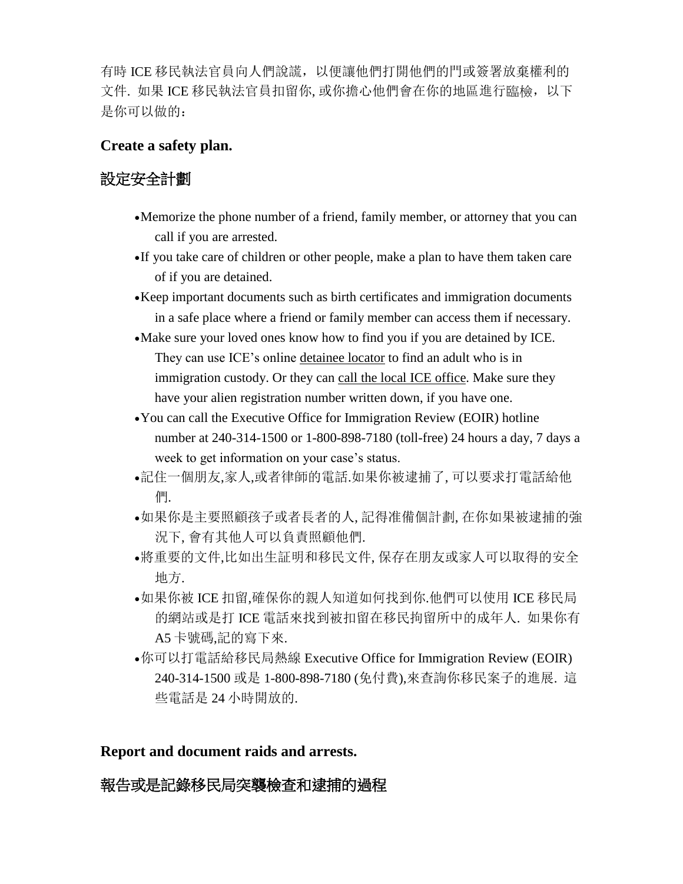有時 ICE 移民執法官員向人們說謊，以便讓他們打開他們的門或簽署放棄權利的文件. 如果 ICE 移民執法官員扣留你, 或你擔心他們會在你的地區進行臨檢，以下是你可以做的：

### Create a safety plan.

### 設定安全計劃

- Memorize the phone number of a friend, family member, or attorney that you can call if you are arrested.
- If you take care of children or other people, make a plan to have them taken care of if you are detained.
- Keep important documents such as birth certificates and immigration documents in a safe place where a friend or family member can access them if necessary.
- Make sure your loved ones know how to find you if you are detained by ICE. They can use ICE's online detainee locator to find an adult who is in immigration custody. Or they can call the local ICE office. Make sure they have your alien registration number written down, if you have one.
- You can call the Executive Office for Immigration Review (EOIR) hotline number at 240-314-1500 or 1-800-898-7180 (toll-free) 24 hours a day, 7 days a week to get information on your case's status.
- 記住一個朋友,家人,或者律師的電話.如果你被逮捕了, 可以要求打電話給他們.
- 如果你是主要照顧孩子或者長者的人, 記得準備個計劃, 在你如果被逮捕的強況下, 會有其他人可以負責照顧他們.
- 將重要的文件,比如出生証明和移民文件, 保存在朋友或家人可以取得的安全地方.
- 如果你被 ICE 扣留,確保你的親人知道如何找到你.他們可以使用 ICE 移民局的網站或是打 ICE 電話來找到被扣留在移民拘留所中的成年人. 如果你有 A5 卡號碼,記的寫下來.
- 你可以打電話給移民局熱線 Executive Office for Immigration Review (EOIR) 240-314-1500 或是 1-800-898-7180 (免付費),來查詢你移民案子的進展. 這些電話是 24 小時開放的.

### Report and document raids and arrests.

### 報告或是記錄移民局突襲檢查和逮捕的過程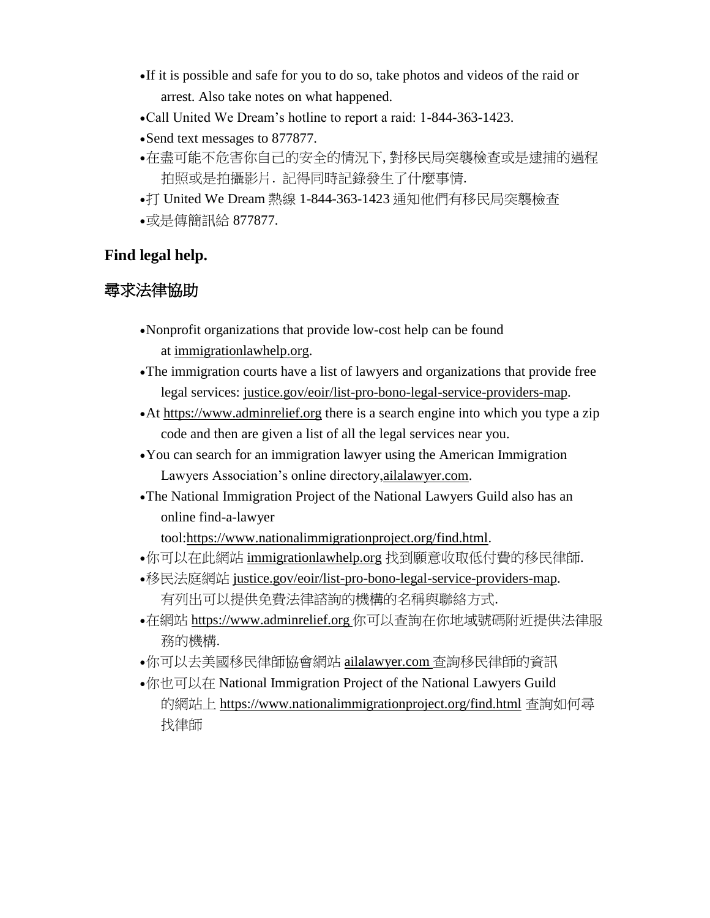- If it is possible and safe for you to do so, take photos and videos of the raid or arrest. Also take notes on what happened.
- Call United We Dream's hotline to report a raid: 1-844-363-1423.
- Send text messages to 877877.
- 在盡可能不危害你自己的安全的情况下, 對移民局突襲檢查或是逮捕的過程拍照或是拍攝影片. 記得同時記錄發生了什麼事情.
- 打 United We Dream 熱線 1-844-363-1423 通知他們有移民局突襲檢查
- 或是傳簡訊給 877877.

## Find legal help.

## 尋求法律協助

- Nonprofit organizations that provide low-cost help can be found at immigrationlawhelp.org.
- The immigration courts have a list of lawyers and organizations that provide free legal services: justice.gov/eoir/list-pro-bono-legal-service-providers-map.
- At https://www.adminrelief.org there is a search engine into which you type a zip code and then are given a list of all the legal services near you.
- You can search for an immigration lawyer using the American Immigration Lawyers Association's online directory,ailalawyer.com.
- The National Immigration Project of the National Lawyers Guild also has an online find-a-lawyer tool:https://www.nationalimmigrationproject.org/find.html.
- 你可以在此網站 immigrationlawhelp.org 找到願意收取低付費的移民律師.
- 移民法庭網站 justice.gov/eoir/list-pro-bono-legal-service-providers-map. 有列出可以提供免費法律諮詢的機構的名稱與聯絡方式.
- 在網站 https://www.adminrelief.org 你可以查詢在你地域號碼附近提供法律服務的機構.
- 你可以去美國移民律師協會網站 ailalawyer.com 查詢移民律師的資訊
- 你也可以在 National Immigration Project of the National Lawyers Guild 的網站上 https://www.nationalimmigrationproject.org/find.html 查詢如何尋找律師